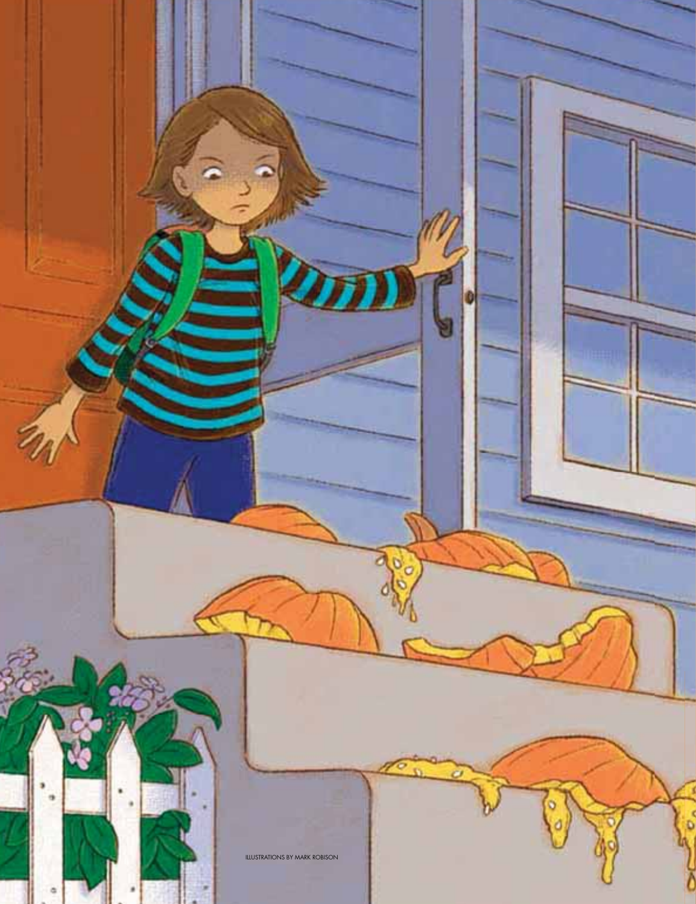ILLUSTRATIONS BY MARK ROBISON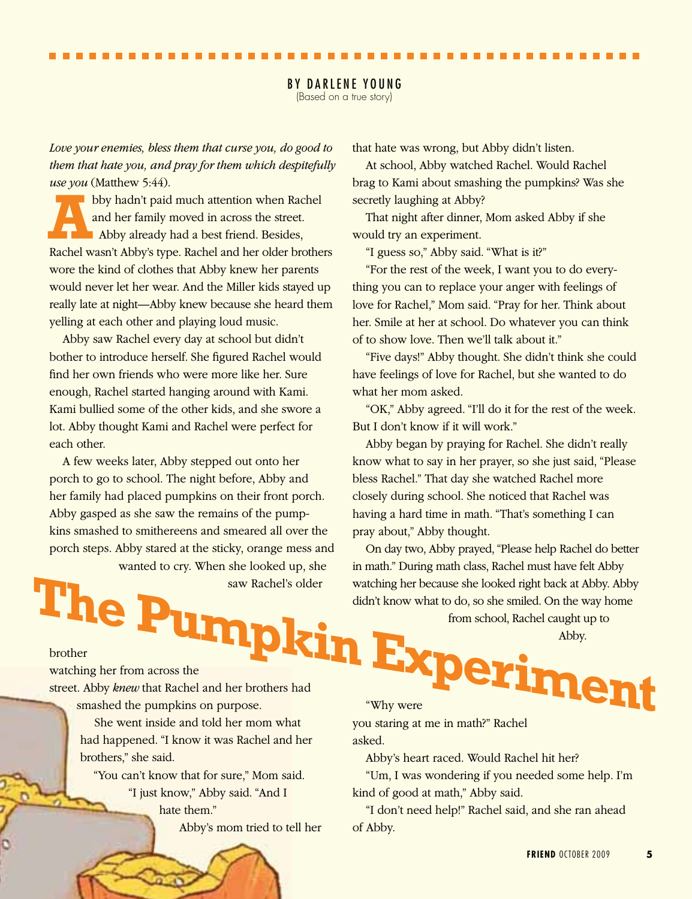# The Pumpkin Experiment

BY DARLENE YOUNG
(Based on a true story)

*Love your enemies, bless them that curse you, do good to them that hate you, and pray for them which despitefully use you* (Matthew 5:44).

Abby hadn't paid much attention when Rachel and her family moved in across the street. Abby already had a best friend. Besides, Rachel wasn't Abby's type. Rachel and her older brothers wore the kind of clothes that Abby knew her parents would never let her wear. And the Miller kids stayed up really late at night—Abby knew because she heard them yelling at each other and playing loud music.

Abby saw Rachel every day at school but didn't bother to introduce herself. She figured Rachel would find her own friends who were more like her. Sure enough, Rachel started hanging around with Kami. Kami bullied some of the other kids, and she swore a lot. Abby thought Kami and Rachel were perfect for each other.

A few weeks later, Abby stepped out onto her porch to go to school. The night before, Abby and her family had placed pumpkins on their front porch. Abby gasped as she saw the remains of the pumpkins smashed to smithereens and smeared all over the porch steps. Abby stared at the sticky, orange mess and wanted to cry. When she looked up, she saw Rachel's older brother watching her from across the street. Abby *knew* that Rachel and her brothers had smashed the pumpkins on purpose.

She went inside and told her mom what had happened. "I know it was Rachel and her brothers," she said.

"You can't know that for sure," Mom said.

"I just know," Abby said. "And I hate them."

Abby's mom tried to tell her that hate was wrong, but Abby didn't listen.

At school, Abby watched Rachel. Would Rachel brag to Kami about smashing the pumpkins? Was she secretly laughing at Abby?

That night after dinner, Mom asked Abby if she would try an experiment.

"I guess so," Abby said. "What is it?"

"For the rest of the week, I want you to do everything you can to replace your anger with feelings of love for Rachel," Mom said. "Pray for her. Think about her. Smile at her at school. Do whatever you can think of to show love. Then we'll talk about it."

"Five days!" Abby thought. She didn't think she could have feelings of love for Rachel, but she wanted to do what her mom asked.

"OK," Abby agreed. "I'll do it for the rest of the week. But I don't know if it will work."

Abby began by praying for Rachel. She didn't really know what to say in her prayer, so she just said, "Please bless Rachel." That day she watched Rachel more closely during school. She noticed that Rachel was having a hard time in math. "That's something I can pray about," Abby thought.

On day two, Abby prayed, "Please help Rachel do better in math." During math class, Rachel must have felt Abby watching her because she looked right back at Abby. Abby didn't know what to do, so she smiled. On the way home from school, Rachel caught up to Abby.

"Why were you staring at me in math?" Rachel asked.

Abby's heart raced. Would Rachel hit her?

"Um, I was wondering if you needed some help. I'm kind of good at math," Abby said.

"I don't need help!" Rachel said, and she ran ahead of Abby.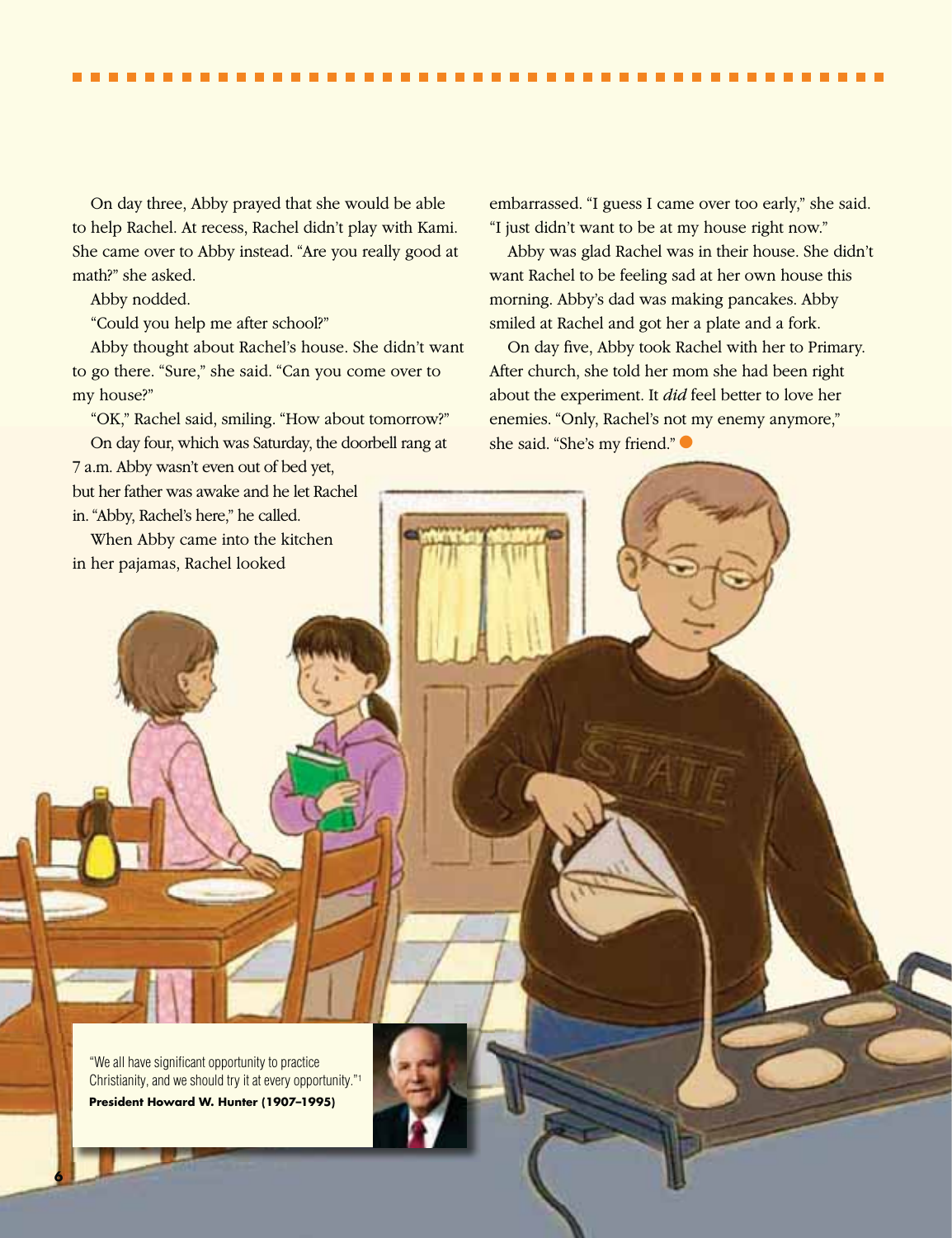On day three, Abby prayed that she would be able to help Rachel. At recess, Rachel didn't play with Kami. She came over to Abby instead. "Are you really good at math?" she asked.

Abby nodded.

"Could you help me after school?"

Abby thought about Rachel's house. She didn't want to go there. "Sure," she said. "Can you come over to my house?"

"OK," Rachel said, smiling. "How about tomorrow?"

On day four, which was Saturday, the doorbell rang at 7 a.m. Abby wasn't even out of bed yet, but her father was awake and he let Rachel in. "Abby, Rachel's here," he called.

When Abby came into the kitchen in her pajamas, Rachel looked embarrassed. "I guess I came over too early," she said. "I just didn't want to be at my house right now."

Abby was glad Rachel was in their house. She didn't want Rachel to be feeling sad at her own house this morning. Abby's dad was making pancakes. Abby smiled at Rachel and got her a plate and a fork.

On day five, Abby took Rachel with her to Primary. After church, she told her mom she had been right about the experiment. It *did* feel better to love her enemies. "Only, Rachel's not my enemy anymore," she said. "She's my friend." ●

"We all have significant opportunity to practice Christianity, and we should try it at every opportunity."[1]

**President Howard W. Hunter (1907–1995)**